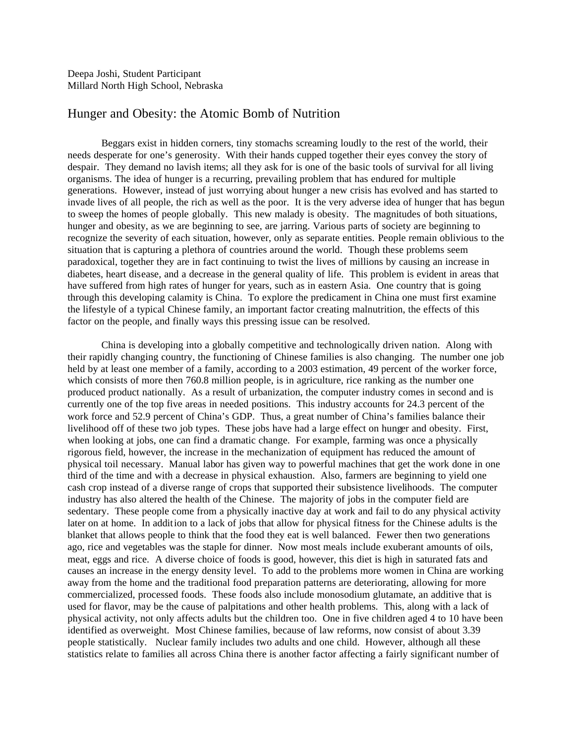Deepa Joshi, Student Participant
Millard North High School, Nebraska

# Hunger and Obesity: the Atomic Bomb of Nutrition

Beggars exist in hidden corners, tiny stomachs screaming loudly to the rest of the world, their needs desperate for one's generosity. With their hands cupped together their eyes convey the story of despair. They demand no lavish items; all they ask for is one of the basic tools of survival for all living organisms. The idea of hunger is a recurring, prevailing problem that has endured for multiple generations. However, instead of just worrying about hunger a new crisis has evolved and has started to invade lives of all people, the rich as well as the poor. It is the very adverse idea of hunger that has begun to sweep the homes of people globally. This new malady is obesity. The magnitudes of both situations, hunger and obesity, as we are beginning to see, are jarring. Various parts of society are beginning to recognize the severity of each situation, however, only as separate entities. People remain oblivious to the situation that is capturing a plethora of countries around the world. Though these problems seem paradoxical, together they are in fact continuing to twist the lives of millions by causing an increase in diabetes, heart disease, and a decrease in the general quality of life. This problem is evident in areas that have suffered from high rates of hunger for years, such as in eastern Asia. One country that is going through this developing calamity is China. To explore the predicament in China one must first examine the lifestyle of a typical Chinese family, an important factor creating malnutrition, the effects of this factor on the people, and finally ways this pressing issue can be resolved.

China is developing into a globally competitive and technologically driven nation. Along with their rapidly changing country, the functioning of Chinese families is also changing. The number one job held by at least one member of a family, according to a 2003 estimation, 49 percent of the worker force, which consists of more then 760.8 million people, is in agriculture, rice ranking as the number one produced product nationally. As a result of urbanization, the computer industry comes in second and is currently one of the top five areas in needed positions. This industry accounts for 24.3 percent of the work force and 52.9 percent of China's GDP. Thus, a great number of China's families balance their livelihood off of these two job types. These jobs have had a large effect on hunger and obesity. First, when looking at jobs, one can find a dramatic change. For example, farming was once a physically rigorous field, however, the increase in the mechanization of equipment has reduced the amount of physical toil necessary. Manual labor has given way to powerful machines that get the work done in one third of the time and with a decrease in physical exhaustion. Also, farmers are beginning to yield one cash crop instead of a diverse range of crops that supported their subsistence livelihoods. The computer industry has also altered the health of the Chinese. The majority of jobs in the computer field are sedentary. These people come from a physically inactive day at work and fail to do any physical activity later on at home. In addition to a lack of jobs that allow for physical fitness for the Chinese adults is the blanket that allows people to think that the food they eat is well balanced. Fewer then two generations ago, rice and vegetables was the staple for dinner. Now most meals include exuberant amounts of oils, meat, eggs and rice. A diverse choice of foods is good, however, this diet is high in saturated fats and causes an increase in the energy density level. To add to the problems more women in China are working away from the home and the traditional food preparation patterns are deteriorating, allowing for more commercialized, processed foods. These foods also include monosodium glutamate, an additive that is used for flavor, may be the cause of palpitations and other health problems. This, along with a lack of physical activity, not only affects adults but the children too. One in five children aged 4 to 10 have been identified as overweight. Most Chinese families, because of law reforms, now consist of about 3.39 people statistically. Nuclear family includes two adults and one child. However, although all these statistics relate to families all across China there is another factor affecting a fairly significant number of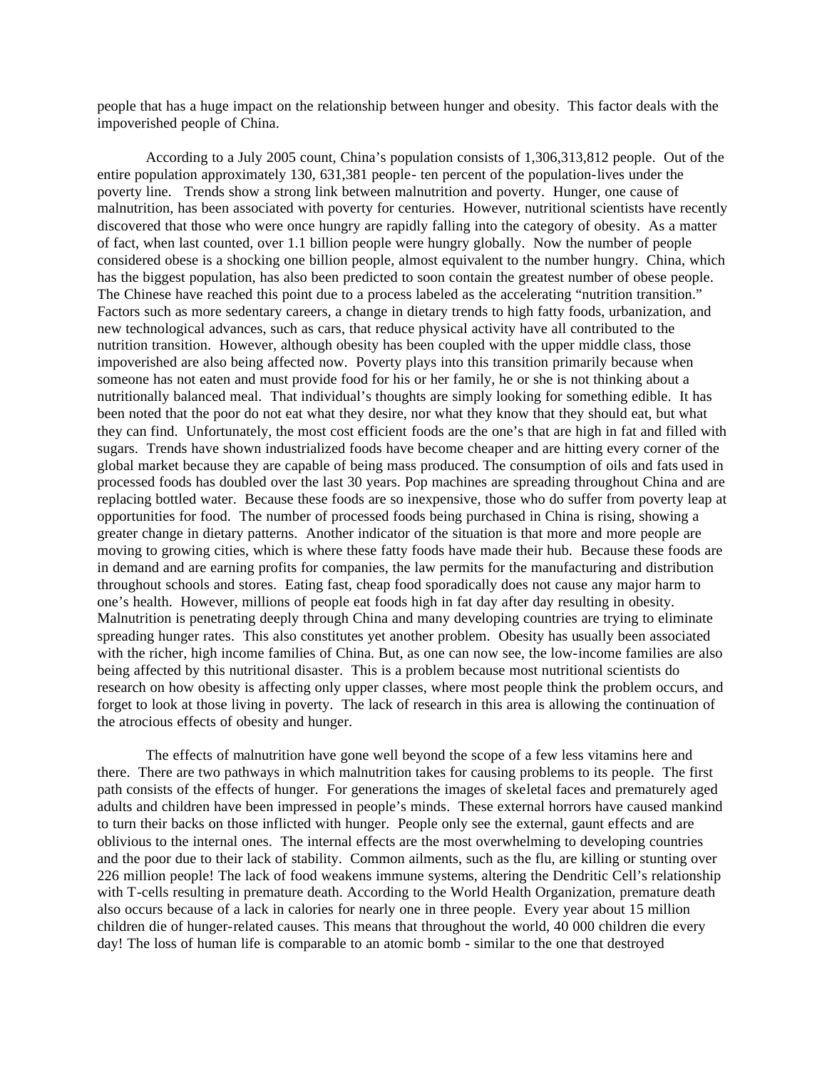people that has a huge impact on the relationship between hunger and obesity. This factor deals with the impoverished people of China.

According to a July 2005 count, China's population consists of 1,306,313,812 people. Out of the entire population approximately 130, 631,381 people- ten percent of the population-lives under the poverty line. Trends show a strong link between malnutrition and poverty. Hunger, one cause of malnutrition, has been associated with poverty for centuries. However, nutritional scientists have recently discovered that those who were once hungry are rapidly falling into the category of obesity. As a matter of fact, when last counted, over 1.1 billion people were hungry globally. Now the number of people considered obese is a shocking one billion people, almost equivalent to the number hungry. China, which has the biggest population, has also been predicted to soon contain the greatest number of obese people. The Chinese have reached this point due to a process labeled as the accelerating "nutrition transition." Factors such as more sedentary careers, a change in dietary trends to high fatty foods, urbanization, and new technological advances, such as cars, that reduce physical activity have all contributed to the nutrition transition. However, although obesity has been coupled with the upper middle class, those impoverished are also being affected now. Poverty plays into this transition primarily because when someone has not eaten and must provide food for his or her family, he or she is not thinking about a nutritionally balanced meal. That individual's thoughts are simply looking for something edible. It has been noted that the poor do not eat what they desire, nor what they know that they should eat, but what they can find. Unfortunately, the most cost efficient foods are the one's that are high in fat and filled with sugars. Trends have shown industrialized foods have become cheaper and are hitting every corner of the global market because they are capable of being mass produced. The consumption of oils and fats used in processed foods has doubled over the last 30 years. Pop machines are spreading throughout China and are replacing bottled water. Because these foods are so inexpensive, those who do suffer from poverty leap at opportunities for food. The number of processed foods being purchased in China is rising, showing a greater change in dietary patterns. Another indicator of the situation is that more and more people are moving to growing cities, which is where these fatty foods have made their hub. Because these foods are in demand and are earning profits for companies, the law permits for the manufacturing and distribution throughout schools and stores. Eating fast, cheap food sporadically does not cause any major harm to one's health. However, millions of people eat foods high in fat day after day resulting in obesity. Malnutrition is penetrating deeply through China and many developing countries are trying to eliminate spreading hunger rates. This also constitutes yet another problem. Obesity has usually been associated with the richer, high income families of China. But, as one can now see, the low-income families are also being affected by this nutritional disaster. This is a problem because most nutritional scientists do research on how obesity is affecting only upper classes, where most people think the problem occurs, and forget to look at those living in poverty. The lack of research in this area is allowing the continuation of the atrocious effects of obesity and hunger.

The effects of malnutrition have gone well beyond the scope of a few less vitamins here and there. There are two pathways in which malnutrition takes for causing problems to its people. The first path consists of the effects of hunger. For generations the images of skeletal faces and prematurely aged adults and children have been impressed in people's minds. These external horrors have caused mankind to turn their backs on those inflicted with hunger. People only see the external, gaunt effects and are oblivious to the internal ones. The internal effects are the most overwhelming to developing countries and the poor due to their lack of stability. Common ailments, such as the flu, are killing or stunting over 226 million people! The lack of food weakens immune systems, altering the Dendritic Cell's relationship with T-cells resulting in premature death. According to the World Health Organization, premature death also occurs because of a lack in calories for nearly one in three people. Every year about 15 million children die of hunger-related causes. This means that throughout the world, 40 000 children die every day! The loss of human life is comparable to an atomic bomb - similar to the one that destroyed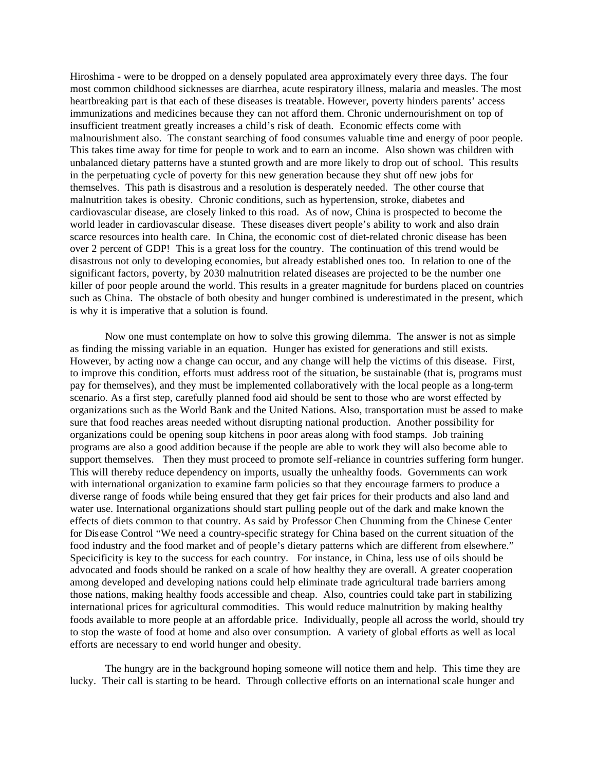Hiroshima - were to be dropped on a densely populated area approximately every three days. The four most common childhood sicknesses are diarrhea, acute respiratory illness, malaria and measles. The most heartbreaking part is that each of these diseases is treatable. However, poverty hinders parents' access immunizations and medicines because they can not afford them. Chronic undernourishment on top of insufficient treatment greatly increases a child's risk of death. Economic effects come with malnourishment also. The constant searching of food consumes valuable time and energy of poor people. This takes time away for time for people to work and to earn an income. Also shown was children with unbalanced dietary patterns have a stunted growth and are more likely to drop out of school. This results in the perpetuating cycle of poverty for this new generation because they shut off new jobs for themselves. This path is disastrous and a resolution is desperately needed. The other course that malnutrition takes is obesity. Chronic conditions, such as hypertension, stroke, diabetes and cardiovascular disease, are closely linked to this road. As of now, China is prospected to become the world leader in cardiovascular disease. These diseases divert people's ability to work and also drain scarce resources into health care. In China, the economic cost of diet-related chronic disease has been over 2 percent of GDP! This is a great loss for the country. The continuation of this trend would be disastrous not only to developing economies, but already established ones too. In relation to one of the significant factors, poverty, by 2030 malnutrition related diseases are projected to be the number one killer of poor people around the world. This results in a greater magnitude for burdens placed on countries such as China. The obstacle of both obesity and hunger combined is underestimated in the present, which is why it is imperative that a solution is found.

Now one must contemplate on how to solve this growing dilemma. The answer is not as simple as finding the missing variable in an equation. Hunger has existed for generations and still exists. However, by acting now a change can occur, and any change will help the victims of this disease. First, to improve this condition, efforts must address root of the situation, be sustainable (that is, programs must pay for themselves), and they must be implemented collaboratively with the local people as a long-term scenario. As a first step, carefully planned food aid should be sent to those who are worst effected by organizations such as the World Bank and the United Nations. Also, transportation must be assed to make sure that food reaches areas needed without disrupting national production. Another possibility for organizations could be opening soup kitchens in poor areas along with food stamps. Job training programs are also a good addition because if the people are able to work they will also become able to support themselves. Then they must proceed to promote self-reliance in countries suffering form hunger. This will thereby reduce dependency on imports, usually the unhealthy foods. Governments can work with international organization to examine farm policies so that they encourage farmers to produce a diverse range of foods while being ensured that they get fair prices for their products and also land and water use. International organizations should start pulling people out of the dark and make known the effects of diets common to that country. As said by Professor Chen Chunming from the Chinese Center for Disease Control "We need a country-specific strategy for China based on the current situation of the food industry and the food market and of people's dietary patterns which are different from elsewhere." Speicificity is key to the success for each country. For instance, in China, less use of oils should be advocated and foods should be ranked on a scale of how healthy they are overall. A greater cooperation among developed and developing nations could help eliminate trade agricultural trade barriers among those nations, making healthy foods accessible and cheap. Also, countries could take part in stabilizing international prices for agricultural commodities. This would reduce malnutrition by making healthy foods available to more people at an affordable price. Individually, people all across the world, should try to stop the waste of food at home and also over consumption. A variety of global efforts as well as local efforts are necessary to end world hunger and obesity.

The hungry are in the background hoping someone will notice them and help. This time they are lucky. Their call is starting to be heard. Through collective efforts on an international scale hunger and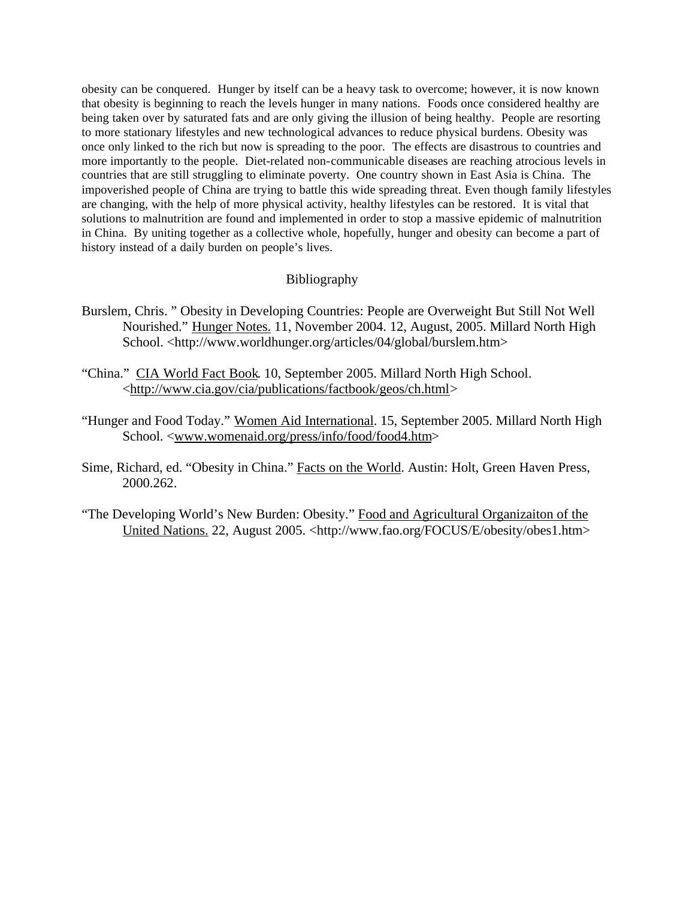obesity can be conquered. Hunger by itself can be a heavy task to overcome; however, it is now known that obesity is beginning to reach the levels hunger in many nations. Foods once considered healthy are being taken over by saturated fats and are only giving the illusion of being healthy. People are resorting to more stationary lifestyles and new technological advances to reduce physical burdens. Obesity was once only linked to the rich but now is spreading to the poor. The effects are disastrous to countries and more importantly to the people. Diet-related non-communicable diseases are reaching atrocious levels in countries that are still struggling to eliminate poverty. One country shown in East Asia is China. The impoverished people of China are trying to battle this wide spreading threat. Even though family lifestyles are changing, with the help of more physical activity, healthy lifestyles can be restored. It is vital that solutions to malnutrition are found and implemented in order to stop a massive epidemic of malnutrition in China. By uniting together as a collective whole, hopefully, hunger and obesity can become a part of history instead of a daily burden on people's lives.

## Bibliography

Burslem, Chris. " Obesity in Developing Countries: People are Overweight But Still Not Well Nourished." Hunger Notes. 11, November 2004. 12, August, 2005. Millard North High School. <http://www.worldhunger.org/articles/04/global/burslem.htm>

"China." CIA World Fact Book. 10, September 2005. Millard North High School. <http://www.cia.gov/cia/publications/factbook/geos/ch.html>

"Hunger and Food Today." Women Aid International. 15, September 2005. Millard North High School. <www.womenaid.org/press/info/food/food4.htm>

Sime, Richard, ed. "Obesity in China." Facts on the World. Austin: Holt, Green Haven Press, 2000.262.

"The Developing World's New Burden: Obesity." Food and Agricultural Organizaiton of the United Nations. 22, August 2005. <http://www.fao.org/FOCUS/E/obesity/obes1.htm>